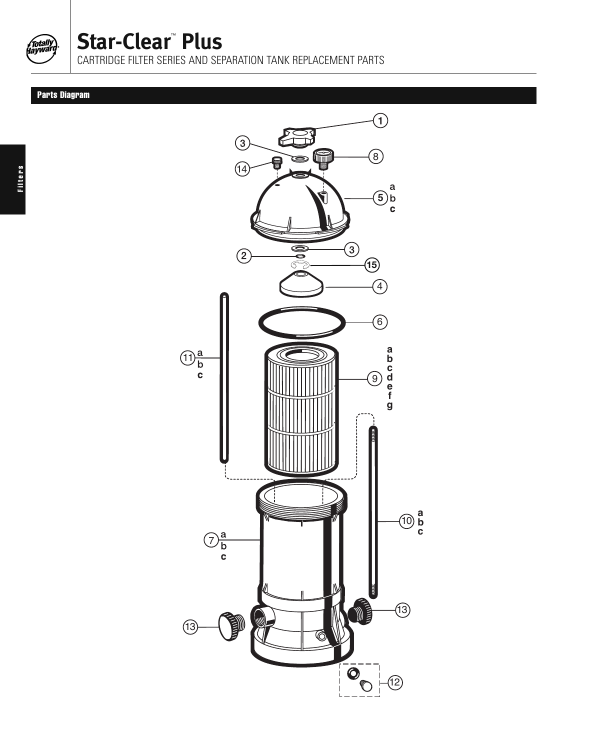# Star-Clear™ Plus

CARTRIDGE FILTER SERIES AND SEPARATION TANK REPLACEMENT PARTS

## Parts Diagram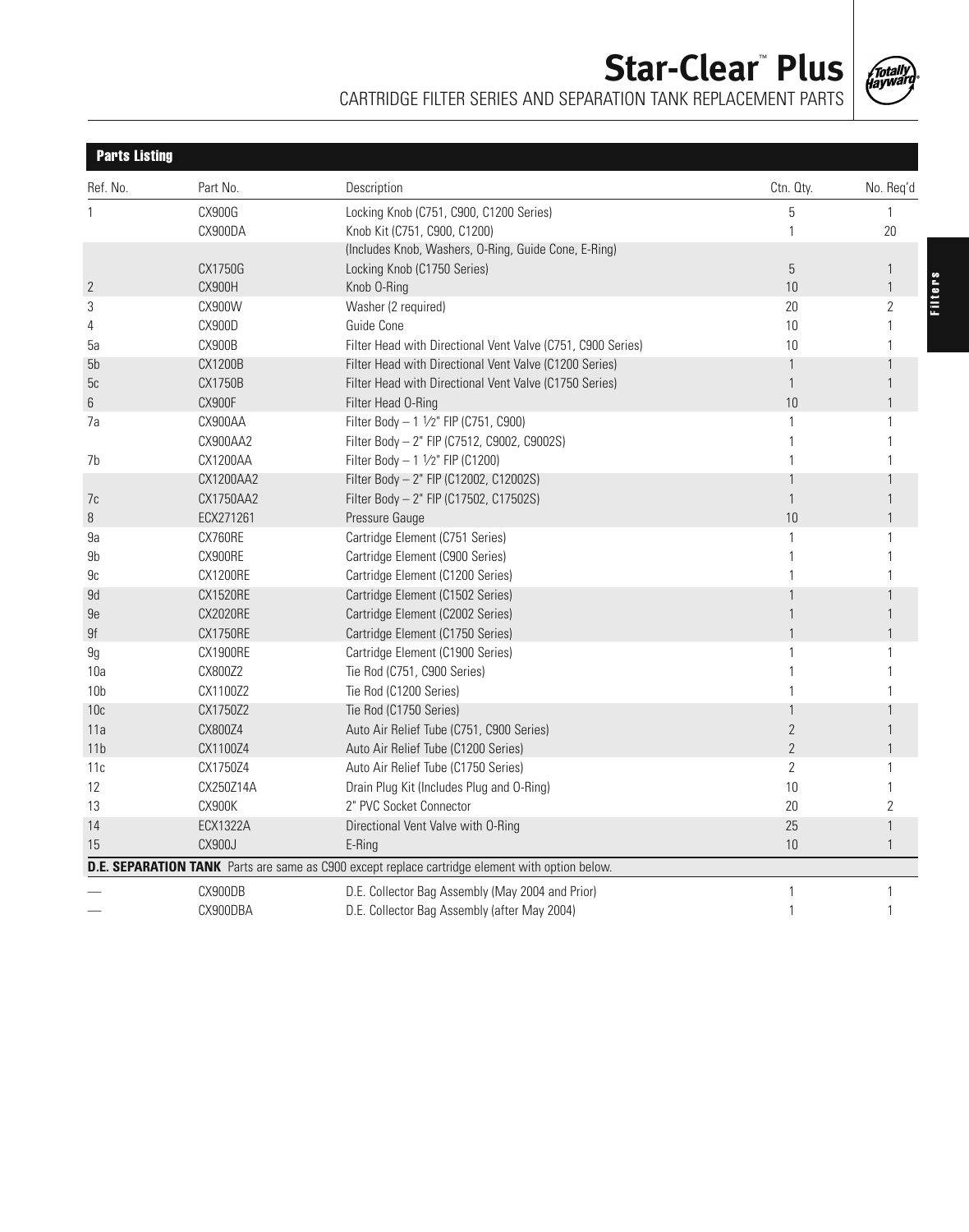# Star-Clear™ Plus

CARTRIDGE FILTER SERIES AND SEPARATION TANK REPLACEMENT PARTS

## Parts Listing

| Ref. No. | Part No. | Description | Ctn. Qty. | No. Req'd |
|---|---|---|---|---|
| 1 | CX900G | Locking Knob (C751, C900, C1200 Series) | 5 | 1 |
| | CX900DA | Knob Kit (C751, C900, C1200) | 1 | 20 |
| | | (Includes Knob, Washers, O-Ring, Guide Cone, E-Ring) | | |
| | CX1750G | Locking Knob (C1750 Series) | 5 | 1 |
| 2 | CX900H | Knob O-Ring | 10 | 1 |
| 3 | CX900W | Washer (2 required) | 20 | 2 |
| 4 | CX900D | Guide Cone | 10 | 1 |
| 5a | CX900B | Filter Head with Directional Vent Valve (C751, C900 Series) | 10 | 1 |
| 5b | CX1200B | Filter Head with Directional Vent Valve (C1200 Series) | 1 | 1 |
| 5c | CX1750B | Filter Head with Directional Vent Valve (C1750 Series) | 1 | 1 |
| 6 | CX900F | Filter Head O-Ring | 10 | 1 |
| 7a | CX900AA | Filter Body – 1 1/2" FIP (C751, C900) | 1 | 1 |
| | CX900AA2 | Filter Body – 2" FIP (C7512, C9002, C9002S) | 1 | 1 |
| 7b | CX1200AA | Filter Body – 1 1/2" FIP (C1200) | 1 | 1 |
| | CX1200AA2 | Filter Body – 2" FIP (C12002, C12002S) | 1 | 1 |
| 7c | CX1750AA2 | Filter Body – 2" FIP (C17502, C17502S) | 1 | 1 |
| 8 | ECX271261 | Pressure Gauge | 10 | 1 |
| 9a | CX760RE | Cartridge Element (C751 Series) | 1 | 1 |
| 9b | CX900RE | Cartridge Element (C900 Series) | 1 | 1 |
| 9c | CX1200RE | Cartridge Element (C1200 Series) | 1 | 1 |
| 9d | CX1520RE | Cartridge Element (C1502 Series) | 1 | 1 |
| 9e | CX2020RE | Cartridge Element (C2002 Series) | 1 | 1 |
| 9f | CX1750RE | Cartridge Element (C1750 Series) | 1 | 1 |
| 9g | CX1900RE | Cartridge Element (C1900 Series) | 1 | 1 |
| 10a | CX800Z2 | Tie Rod (C751, C900 Series) | 1 | 1 |
| 10b | CX1100Z2 | Tie Rod (C1200 Series) | 1 | 1 |
| 10c | CX1750Z2 | Tie Rod (C1750 Series) | 1 | 1 |
| 11a | CX800Z4 | Auto Air Relief Tube (C751, C900 Series) | 2 | 1 |
| 11b | CX1100Z4 | Auto Air Relief Tube (C1200 Series) | 2 | 1 |
| 11c | CX1750Z4 | Auto Air Relief Tube (C1750 Series) | 2 | 1 |
| 12 | CX250Z14A | Drain Plug Kit (Includes Plug and O-Ring) | 10 | 1 |
| 13 | CX900K | 2" PVC Socket Connector | 20 | 2 |
| 14 | ECX1322A | Directional Vent Valve with O-Ring | 25 | 1 |
| 15 | CX900J | E-Ring | 10 | 1 |
| **D.E. SEPARATION TANK** Parts are same as C900 except replace cartridge element with option below. | | | | |
| — | CX900DB | D.E. Collector Bag Assembly (May 2004 and Prior) | 1 | 1 |
| — | CX900DBA | D.E. Collector Bag Assembly (after May 2004) | 1 | 1 |